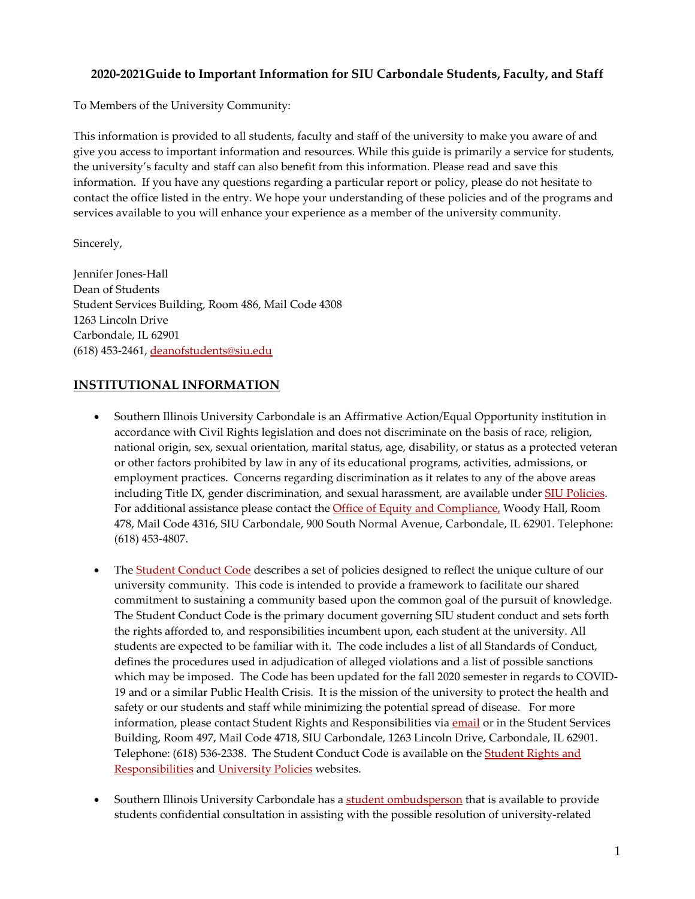**2020-2021Guide to Important Information for SIU Carbondale Students, Faculty, and Staff**

To Members of the University Community:

This information is provided to all students, faculty and staff of the university to make you aware of and give you access to important information and resources. While this guide is primarily a service for students, the university's faculty and staff can also benefit from this information. Please read and save this information. If you have any questions regarding a particular report or policy, please do not hesitate to contact the office listed in the entry. We hope your understanding of these policies and of the programs and services available to you will enhance your experience as a member of the university community.

Sincerely,

Jennifer Jones-Hall
Dean of Students
Student Services Building, Room 486, Mail Code 4308
1263 Lincoln Drive
Carbondale, IL 62901
(618) 453-2461, deanofstudents@siu.edu

## INSTITUTIONAL INFORMATION

- Southern Illinois University Carbondale is an Affirmative Action/Equal Opportunity institution in accordance with Civil Rights legislation and does not discriminate on the basis of race, religion, national origin, sex, sexual orientation, marital status, age, disability, or status as a protected veteran or other factors prohibited by law in any of its educational programs, activities, admissions, or employment practices. Concerns regarding discrimination as it relates to any of the above areas including Title IX, gender discrimination, and sexual harassment, are available under SIU Policies. For additional assistance please contact the Office of Equity and Compliance, Woody Hall, Room 478, Mail Code 4316, SIU Carbondale, 900 South Normal Avenue, Carbondale, IL 62901. Telephone: (618) 453-4807.

- The Student Conduct Code describes a set of policies designed to reflect the unique culture of our university community. This code is intended to provide a framework to facilitate our shared commitment to sustaining a community based upon the common goal of the pursuit of knowledge. The Student Conduct Code is the primary document governing SIU student conduct and sets forth the rights afforded to, and responsibilities incumbent upon, each student at the university. All students are expected to be familiar with it. The code includes a list of all Standards of Conduct, defines the procedures used in adjudication of alleged violations and a list of possible sanctions which may be imposed. The Code has been updated for the fall 2020 semester in regards to COVID-19 and or a similar Public Health Crisis. It is the mission of the university to protect the health and safety or our students and staff while minimizing the potential spread of disease. For more information, please contact Student Rights and Responsibilities via email or in the Student Services Building, Room 497, Mail Code 4718, SIU Carbondale, 1263 Lincoln Drive, Carbondale, IL 62901. Telephone: (618) 536-2338. The Student Conduct Code is available on the Student Rights and Responsibilities and University Policies websites.

- Southern Illinois University Carbondale has a student ombudsperson that is available to provide students confidential consultation in assisting with the possible resolution of university-related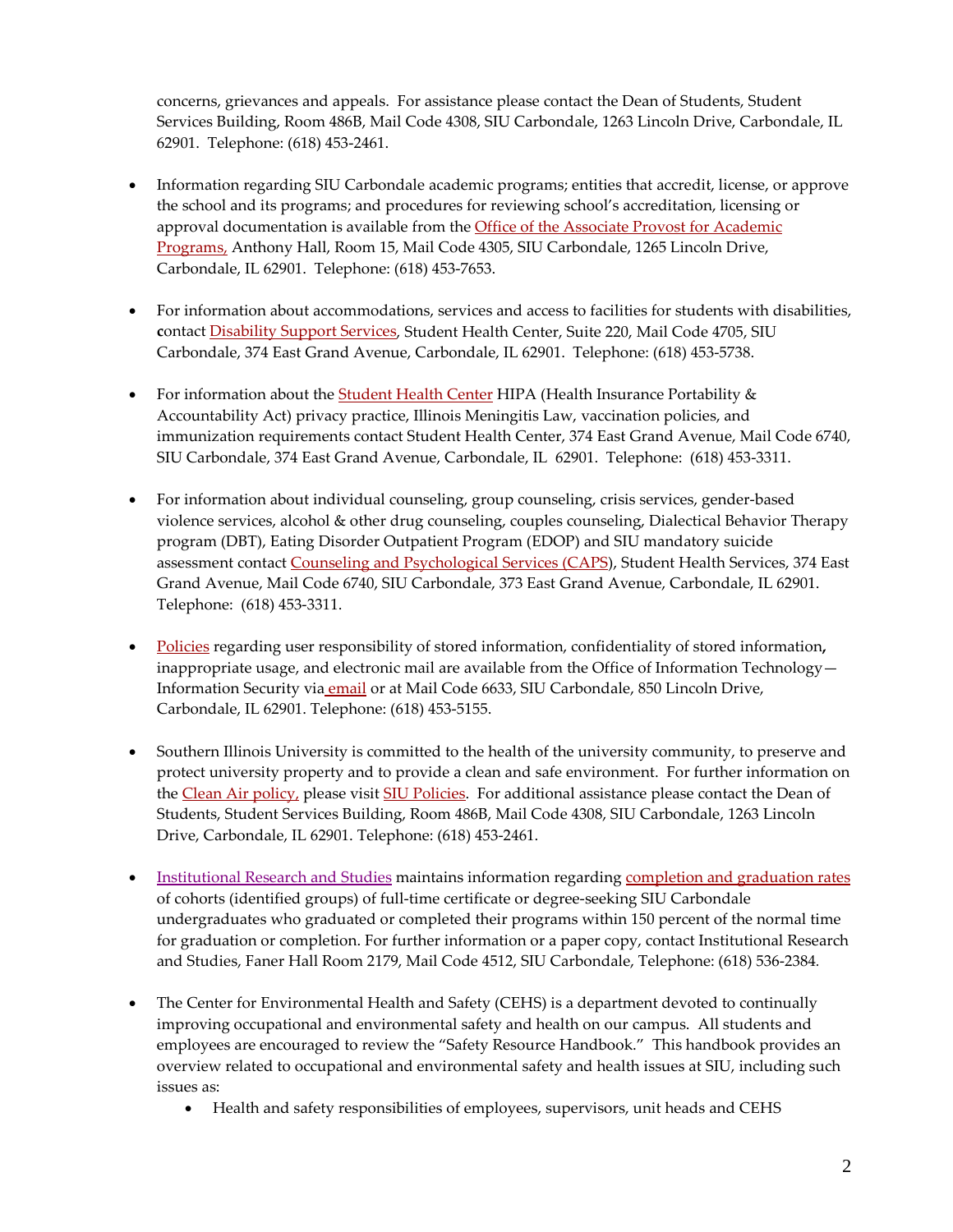concerns, grievances and appeals. For assistance please contact the Dean of Students, Student Services Building, Room 486B, Mail Code 4308, SIU Carbondale, 1263 Lincoln Drive, Carbondale, IL 62901. Telephone: (618) 453-2461.

- Information regarding SIU Carbondale academic programs; entities that accredit, license, or approve the school and its programs; and procedures for reviewing school's accreditation, licensing or approval documentation is available from the Office of the Associate Provost for Academic Programs, Anthony Hall, Room 15, Mail Code 4305, SIU Carbondale, 1265 Lincoln Drive, Carbondale, IL 62901. Telephone: (618) 453-7653.

- For information about accommodations, services and access to facilities for students with disabilities, contact Disability Support Services, Student Health Center, Suite 220, Mail Code 4705, SIU Carbondale, 374 East Grand Avenue, Carbondale, IL 62901. Telephone: (618) 453-5738.

- For information about the Student Health Center HIPA (Health Insurance Portability & Accountability Act) privacy practice, Illinois Meningitis Law, vaccination policies, and immunization requirements contact Student Health Center, 374 East Grand Avenue, Mail Code 6740, SIU Carbondale, 374 East Grand Avenue, Carbondale, IL 62901. Telephone: (618) 453-3311.

- For information about individual counseling, group counseling, crisis services, gender-based violence services, alcohol & other drug counseling, couples counseling, Dialectical Behavior Therapy program (DBT), Eating Disorder Outpatient Program (EDOP) and SIU mandatory suicide assessment contact Counseling and Psychological Services (CAPS), Student Health Services, 374 East Grand Avenue, Mail Code 6740, SIU Carbondale, 373 East Grand Avenue, Carbondale, IL 62901. Telephone: (618) 453-3311.

- Policies regarding user responsibility of stored information, confidentiality of stored information, inappropriate usage, and electronic mail are available from the Office of Information Technology—Information Security via email or at Mail Code 6633, SIU Carbondale, 850 Lincoln Drive, Carbondale, IL 62901. Telephone: (618) 453-5155.

- Southern Illinois University is committed to the health of the university community, to preserve and protect university property and to provide a clean and safe environment. For further information on the Clean Air policy, please visit SIU Policies. For additional assistance please contact the Dean of Students, Student Services Building, Room 486B, Mail Code 4308, SIU Carbondale, 1263 Lincoln Drive, Carbondale, IL 62901. Telephone: (618) 453-2461.

- Institutional Research and Studies maintains information regarding completion and graduation rates of cohorts (identified groups) of full-time certificate or degree-seeking SIU Carbondale undergraduates who graduated or completed their programs within 150 percent of the normal time for graduation or completion. For further information or a paper copy, contact Institutional Research and Studies, Faner Hall Room 2179, Mail Code 4512, SIU Carbondale, Telephone: (618) 536-2384.

- The Center for Environmental Health and Safety (CEHS) is a department devoted to continually improving occupational and environmental safety and health on our campus. All students and employees are encouraged to review the "Safety Resource Handbook." This handbook provides an overview related to occupational and environmental safety and health issues at SIU, including such issues as:
  - Health and safety responsibilities of employees, supervisors, unit heads and CEHS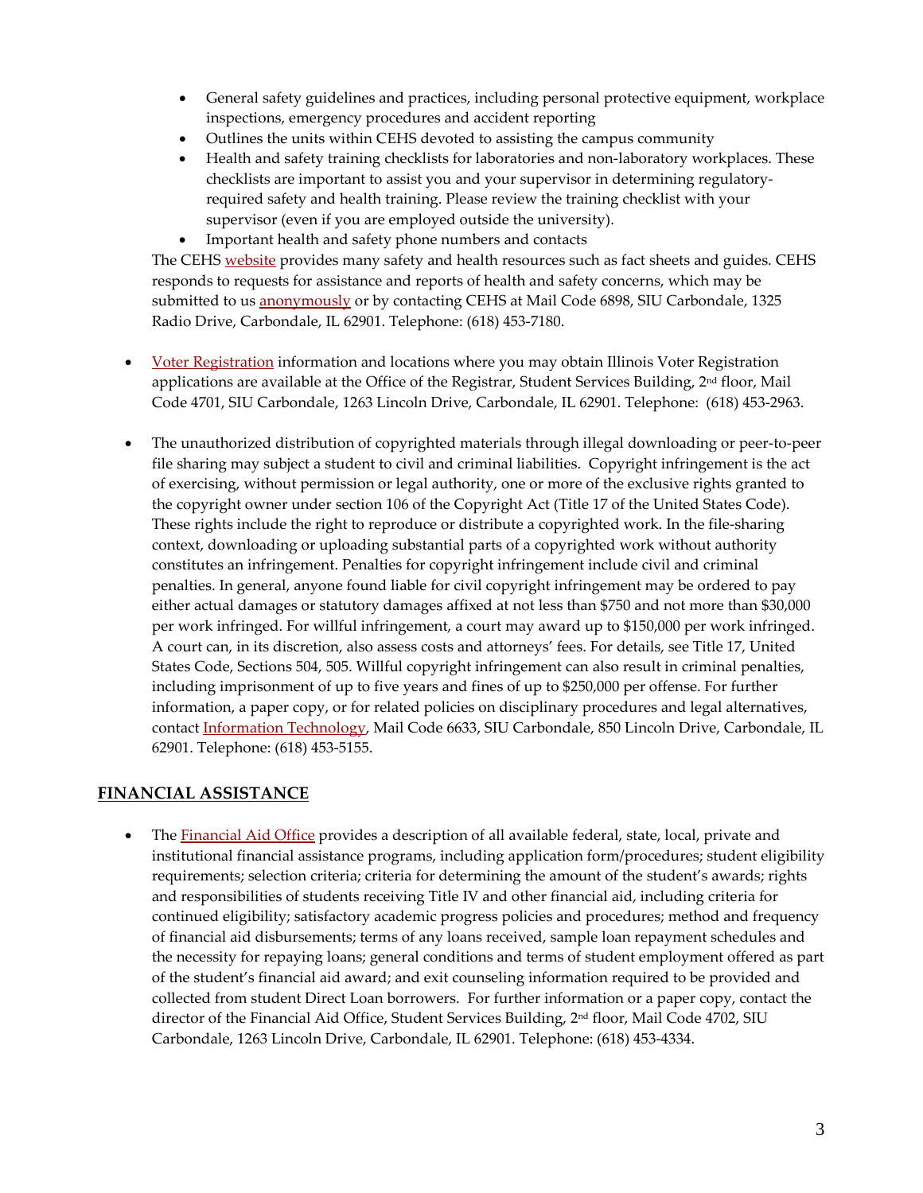- General safety guidelines and practices, including personal protective equipment, workplace inspections, emergency procedures and accident reporting
    - Outlines the units within CEHS devoted to assisting the campus community
    - Health and safety training checklists for laboratories and non-laboratory workplaces. These checklists are important to assist you and your supervisor in determining regulatory-required safety and health training. Please review the training checklist with your supervisor (even if you are employed outside the university).
    - Important health and safety phone numbers and contacts

  The CEHS website provides many safety and health resources such as fact sheets and guides. CEHS responds to requests for assistance and reports of health and safety concerns, which may be submitted to us anonymously or by contacting CEHS at Mail Code 6898, SIU Carbondale, 1325 Radio Drive, Carbondale, IL 62901. Telephone: (618) 453-7180.

- Voter Registration information and locations where you may obtain Illinois Voter Registration applications are available at the Office of the Registrar, Student Services Building, 2nd floor, Mail Code 4701, SIU Carbondale, 1263 Lincoln Drive, Carbondale, IL 62901. Telephone: (618) 453-2963.

- The unauthorized distribution of copyrighted materials through illegal downloading or peer-to-peer file sharing may subject a student to civil and criminal liabilities. Copyright infringement is the act of exercising, without permission or legal authority, one or more of the exclusive rights granted to the copyright owner under section 106 of the Copyright Act (Title 17 of the United States Code). These rights include the right to reproduce or distribute a copyrighted work. In the file-sharing context, downloading or uploading substantial parts of a copyrighted work without authority constitutes an infringement. Penalties for copyright infringement include civil and criminal penalties. In general, anyone found liable for civil copyright infringement may be ordered to pay either actual damages or statutory damages affixed at not less than $750 and not more than $30,000 per work infringed. For willful infringement, a court may award up to $150,000 per work infringed. A court can, in its discretion, also assess costs and attorneys' fees. For details, see Title 17, United States Code, Sections 504, 505. Willful copyright infringement can also result in criminal penalties, including imprisonment of up to five years and fines of up to $250,000 per offense. For further information, a paper copy, or for related policies on disciplinary procedures and legal alternatives, contact Information Technology, Mail Code 6633, SIU Carbondale, 850 Lincoln Drive, Carbondale, IL 62901. Telephone: (618) 453-5155.

## FINANCIAL ASSISTANCE

- The Financial Aid Office provides a description of all available federal, state, local, private and institutional financial assistance programs, including application form/procedures; student eligibility requirements; selection criteria; criteria for determining the amount of the student's awards; rights and responsibilities of students receiving Title IV and other financial aid, including criteria for continued eligibility; satisfactory academic progress policies and procedures; method and frequency of financial aid disbursements; terms of any loans received, sample loan repayment schedules and the necessity for repaying loans; general conditions and terms of student employment offered as part of the student's financial aid award; and exit counseling information required to be provided and collected from student Direct Loan borrowers. For further information or a paper copy, contact the director of the Financial Aid Office, Student Services Building, 2nd floor, Mail Code 4702, SIU Carbondale, 1263 Lincoln Drive, Carbondale, IL 62901. Telephone: (618) 453-4334.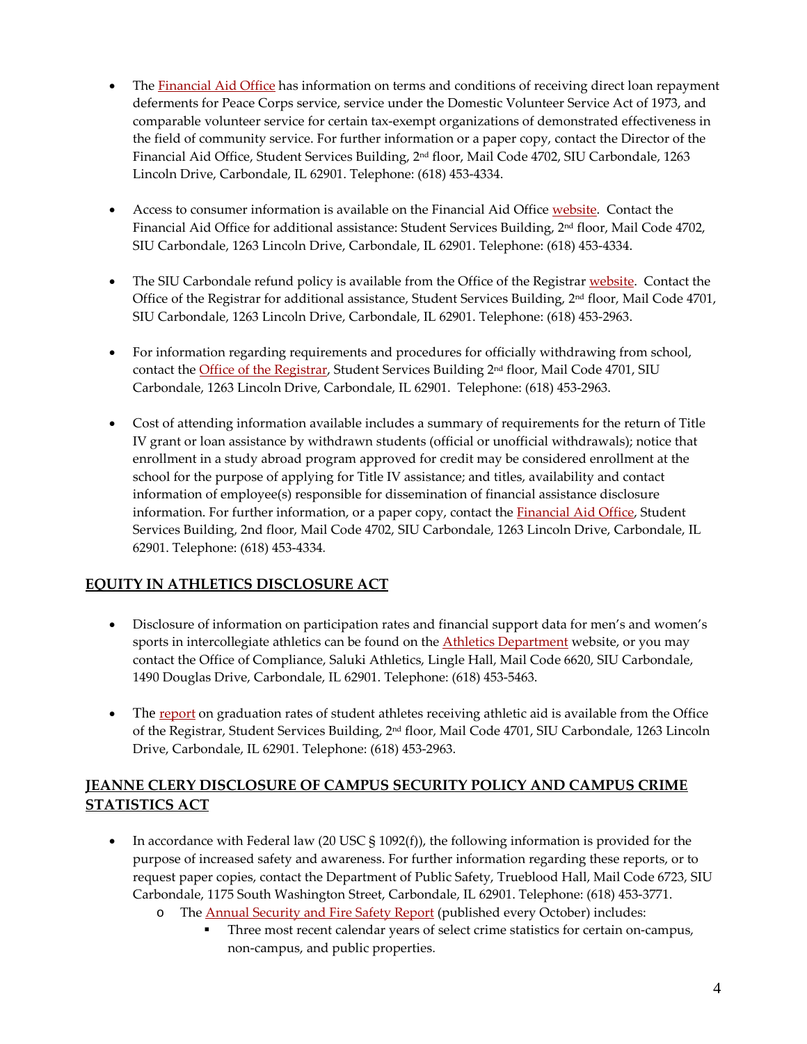- The Financial Aid Office has information on terms and conditions of receiving direct loan repayment deferments for Peace Corps service, service under the Domestic Volunteer Service Act of 1973, and comparable volunteer service for certain tax-exempt organizations of demonstrated effectiveness in the field of community service. For further information or a paper copy, contact the Director of the Financial Aid Office, Student Services Building, 2nd floor, Mail Code 4702, SIU Carbondale, 1263 Lincoln Drive, Carbondale, IL 62901. Telephone: (618) 453-4334.

- Access to consumer information is available on the Financial Aid Office website. Contact the Financial Aid Office for additional assistance: Student Services Building, 2nd floor, Mail Code 4702, SIU Carbondale, 1263 Lincoln Drive, Carbondale, IL 62901. Telephone: (618) 453-4334.

- The SIU Carbondale refund policy is available from the Office of the Registrar website. Contact the Office of the Registrar for additional assistance, Student Services Building, 2nd floor, Mail Code 4701, SIU Carbondale, 1263 Lincoln Drive, Carbondale, IL 62901. Telephone: (618) 453-2963.

- For information regarding requirements and procedures for officially withdrawing from school, contact the Office of the Registrar, Student Services Building 2nd floor, Mail Code 4701, SIU Carbondale, 1263 Lincoln Drive, Carbondale, IL 62901. Telephone: (618) 453-2963.

- Cost of attending information available includes a summary of requirements for the return of Title IV grant or loan assistance by withdrawn students (official or unofficial withdrawals); notice that enrollment in a study abroad program approved for credit may be considered enrollment at the school for the purpose of applying for Title IV assistance; and titles, availability and contact information of employee(s) responsible for dissemination of financial assistance disclosure information. For further information, or a paper copy, contact the Financial Aid Office, Student Services Building, 2nd floor, Mail Code 4702, SIU Carbondale, 1263 Lincoln Drive, Carbondale, IL 62901. Telephone: (618) 453-4334.

## EQUITY IN ATHLETICS DISCLOSURE ACT

- Disclosure of information on participation rates and financial support data for men's and women's sports in intercollegiate athletics can be found on the Athletics Department website, or you may contact the Office of Compliance, Saluki Athletics, Lingle Hall, Mail Code 6620, SIU Carbondale, 1490 Douglas Drive, Carbondale, IL 62901. Telephone: (618) 453-5463.

- The report on graduation rates of student athletes receiving athletic aid is available from the Office of the Registrar, Student Services Building, 2nd floor, Mail Code 4701, SIU Carbondale, 1263 Lincoln Drive, Carbondale, IL 62901. Telephone: (618) 453-2963.

## JEANNE CLERY DISCLOSURE OF CAMPUS SECURITY POLICY AND CAMPUS CRIME STATISTICS ACT

- In accordance with Federal law (20 USC § 1092(f)), the following information is provided for the purpose of increased safety and awareness. For further information regarding these reports, or to request paper copies, contact the Department of Public Safety, Trueblood Hall, Mail Code 6723, SIU Carbondale, 1175 South Washington Street, Carbondale, IL 62901. Telephone: (618) 453-3771.
  - The Annual Security and Fire Safety Report (published every October) includes:
    - Three most recent calendar years of select crime statistics for certain on-campus, non-campus, and public properties.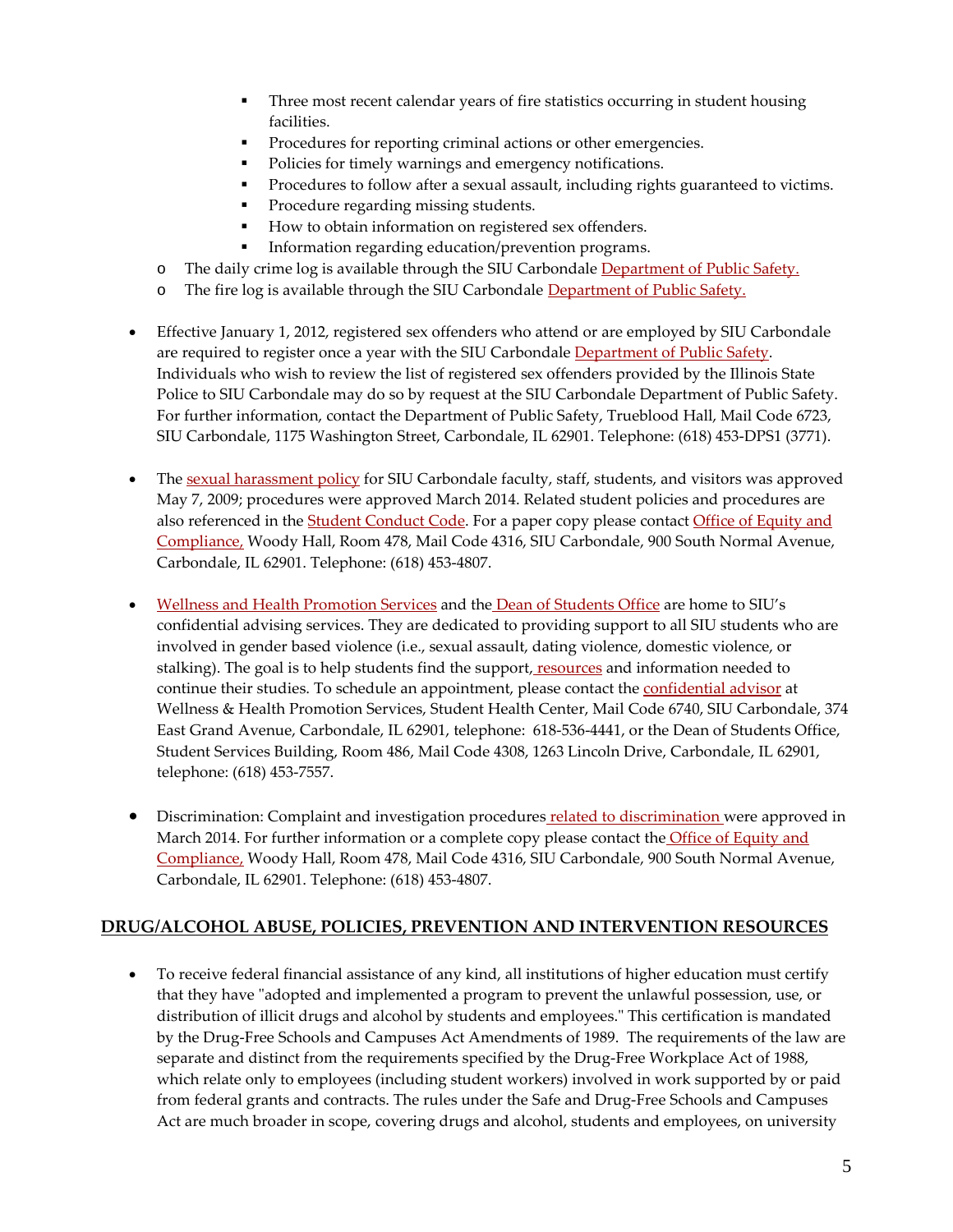- Three most recent calendar years of fire statistics occurring in student housing facilities.
        - Procedures for reporting criminal actions or other emergencies.
        - Policies for timely warnings and emergency notifications.
        - Procedures to follow after a sexual assault, including rights guaranteed to victims.
        - Procedure regarding missing students.
        - How to obtain information on registered sex offenders.
        - Information regarding education/prevention programs.
    - The daily crime log is available through the SIU Carbondale Department of Public Safety.
    - The fire log is available through the SIU Carbondale Department of Public Safety.

- Effective January 1, 2012, registered sex offenders who attend or are employed by SIU Carbondale are required to register once a year with the SIU Carbondale Department of Public Safety. Individuals who wish to review the list of registered sex offenders provided by the Illinois State Police to SIU Carbondale may do so by request at the SIU Carbondale Department of Public Safety. For further information, contact the Department of Public Safety, Trueblood Hall, Mail Code 6723, SIU Carbondale, 1175 Washington Street, Carbondale, IL 62901. Telephone: (618) 453-DPS1 (3771).

- The sexual harassment policy for SIU Carbondale faculty, staff, students, and visitors was approved May 7, 2009; procedures were approved March 2014. Related student policies and procedures are also referenced in the Student Conduct Code. For a paper copy please contact Office of Equity and Compliance, Woody Hall, Room 478, Mail Code 4316, SIU Carbondale, 900 South Normal Avenue, Carbondale, IL 62901. Telephone: (618) 453-4807.

- Wellness and Health Promotion Services and the Dean of Students Office are home to SIU's confidential advising services. They are dedicated to providing support to all SIU students who are involved in gender based violence (i.e., sexual assault, dating violence, domestic violence, or stalking). The goal is to help students find the support, resources and information needed to continue their studies. To schedule an appointment, please contact the confidential advisor at Wellness & Health Promotion Services, Student Health Center, Mail Code 6740, SIU Carbondale, 374 East Grand Avenue, Carbondale, IL 62901, telephone: 618-536-4441, or the Dean of Students Office, Student Services Building, Room 486, Mail Code 4308, 1263 Lincoln Drive, Carbondale, IL 62901, telephone: (618) 453-7557.

- Discrimination: Complaint and investigation procedures related to discrimination were approved in March 2014. For further information or a complete copy please contact the Office of Equity and Compliance, Woody Hall, Room 478, Mail Code 4316, SIU Carbondale, 900 South Normal Avenue, Carbondale, IL 62901. Telephone: (618) 453-4807.

## DRUG/ALCOHOL ABUSE, POLICIES, PREVENTION AND INTERVENTION RESOURCES

- To receive federal financial assistance of any kind, all institutions of higher education must certify that they have "adopted and implemented a program to prevent the unlawful possession, use, or distribution of illicit drugs and alcohol by students and employees." This certification is mandated by the Drug-Free Schools and Campuses Act Amendments of 1989. The requirements of the law are separate and distinct from the requirements specified by the Drug-Free Workplace Act of 1988, which relate only to employees (including student workers) involved in work supported by or paid from federal grants and contracts. The rules under the Safe and Drug-Free Schools and Campuses Act are much broader in scope, covering drugs and alcohol, students and employees, on university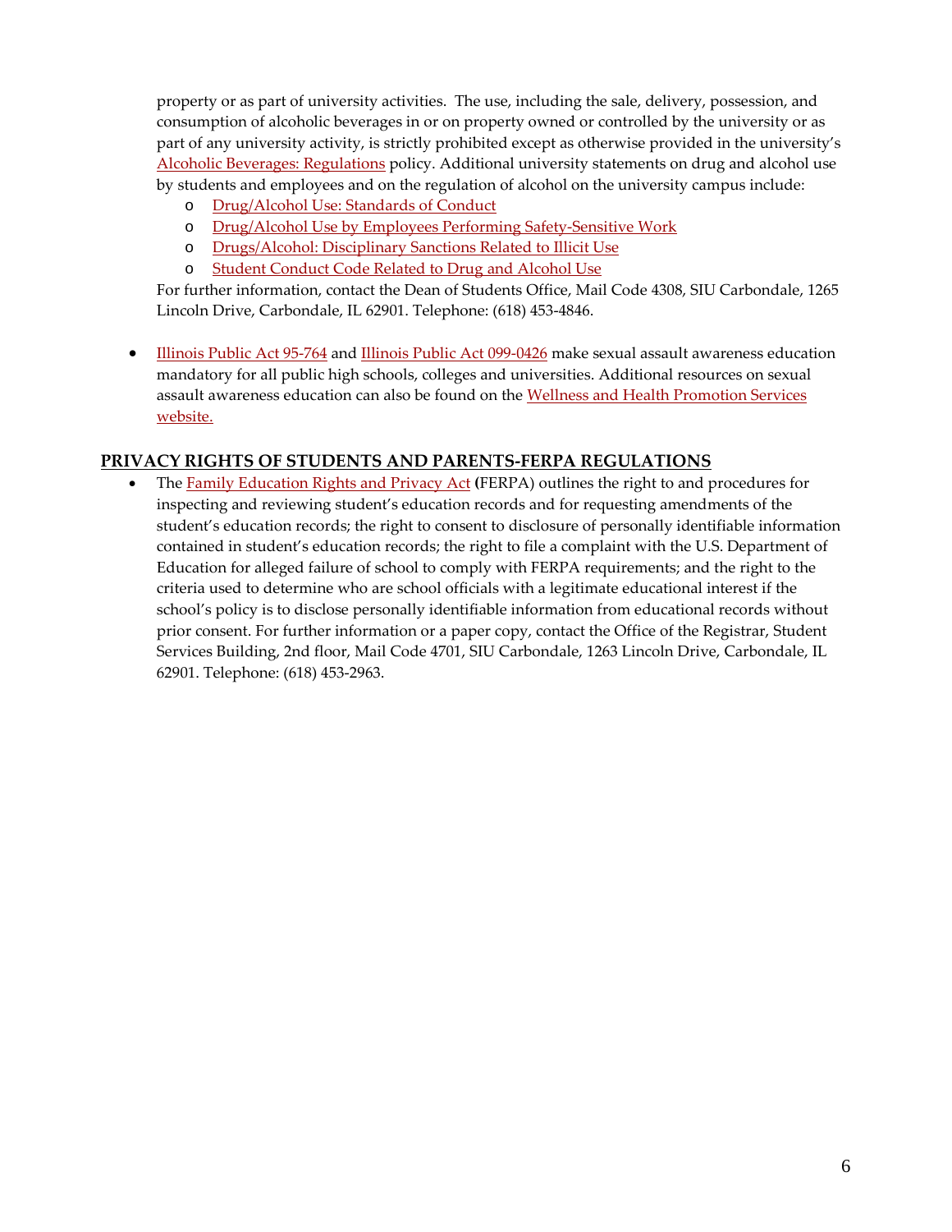property or as part of university activities. The use, including the sale, delivery, possession, and consumption of alcoholic beverages in or on property owned or controlled by the university or as part of any university activity, is strictly prohibited except as otherwise provided in the university's Alcoholic Beverages: Regulations policy. Additional university statements on drug and alcohol use by students and employees and on the regulation of alcohol on the university campus include:

- Drug/Alcohol Use: Standards of Conduct
- Drug/Alcohol Use by Employees Performing Safety-Sensitive Work
- Drugs/Alcohol: Disciplinary Sanctions Related to Illicit Use
- Student Conduct Code Related to Drug and Alcohol Use

For further information, contact the Dean of Students Office, Mail Code 4308, SIU Carbondale, 1265 Lincoln Drive, Carbondale, IL 62901. Telephone: (618) 453-4846.

- Illinois Public Act 95-764 and Illinois Public Act 099-0426 make sexual assault awareness education mandatory for all public high schools, colleges and universities. Additional resources on sexual assault awareness education can also be found on the Wellness and Health Promotion Services website.

## PRIVACY RIGHTS OF STUDENTS AND PARENTS-FERPA REGULATIONS

- The Family Education Rights and Privacy Act **(**FERPA) outlines the right to and procedures for inspecting and reviewing student's education records and for requesting amendments of the student's education records; the right to consent to disclosure of personally identifiable information contained in student's education records; the right to file a complaint with the U.S. Department of Education for alleged failure of school to comply with FERPA requirements; and the right to the criteria used to determine who are school officials with a legitimate educational interest if the school's policy is to disclose personally identifiable information from educational records without prior consent. For further information or a paper copy, contact the Office of the Registrar, Student Services Building, 2nd floor, Mail Code 4701, SIU Carbondale, 1263 Lincoln Drive, Carbondale, IL 62901. Telephone: (618) 453-2963.